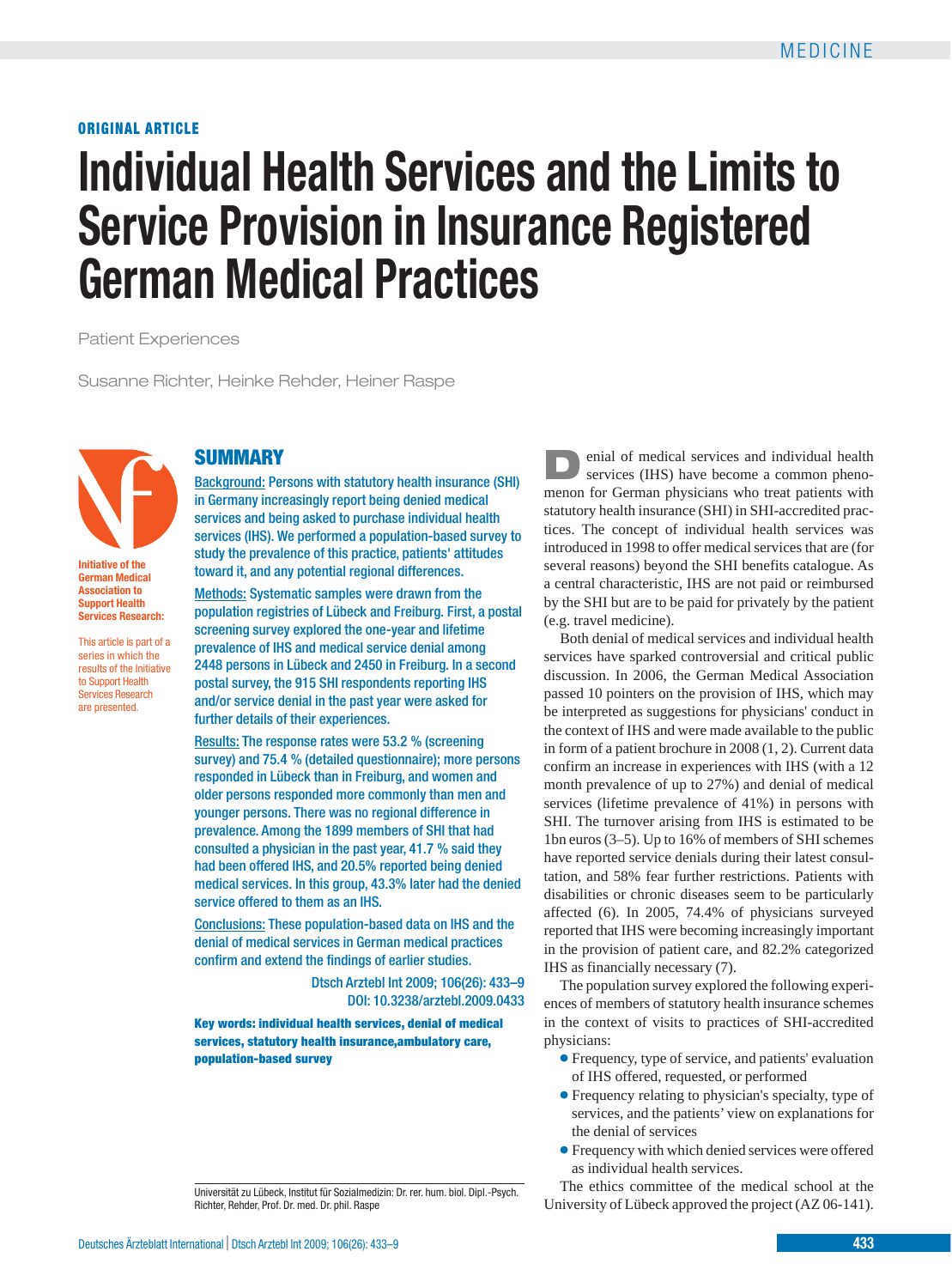ORIGINAL ARTICLE

# Individual Health Services and the Limits to Service Provision in Insurance Registered German Medical Practices

Patient Experiences

Susanne Richter, Heinke Rehder, Heiner Raspe

**Initiative of the German Medical Association to Support Health Services Research:**

This article is part of a series in which the results of the Initiative to Support Health Services Research are presented.

## SUMMARY

Background: Persons with statutory health insurance (SHI) in Germany increasingly report being denied medical services and being asked to purchase individual health services (IHS). We performed a population-based survey to study the prevalence of this practice, patients' attitudes toward it, and any potential regional differences.

Methods: Systematic samples were drawn from the population registries of Lübeck and Freiburg. First, a postal screening survey explored the one-year and lifetime prevalence of IHS and medical service denial among 2448 persons in Lübeck and 2450 in Freiburg. In a second postal survey, the 915 SHI respondents reporting IHS and/or service denial in the past year were asked for further details of their experiences.

Results: The response rates were 53.2 % (screening survey) and 75.4 % (detailed questionnaire); more persons responded in Lübeck than in Freiburg, and women and older persons responded more commonly than men and younger persons. There was no regional difference in prevalence. Among the 1899 members of SHI that had consulted a physician in the past year, 41.7 % said they had been offered IHS, and 20.5% reported being denied medical services. In this group, 43.3% later had the denied service offered to them as an IHS.

Conclusions: These population-based data on IHS and the denial of medical services in German medical practices confirm and extend the findings of earlier studies.

Dtsch Arztebl Int 2009; 106(26): 433–9
DOI: 10.3238/arztebl.2009.0433

**Key words: individual health services, denial of medical services, statutory health insurance,ambulatory care, population-based survey**

Universität zu Lübeck, Institut für Sozialmedizin: Dr. rer. hum. biol. Dipl.-Psych. Richter, Rehder, Prof. Dr. med. Dr. phil. Raspe

Denial of medical services and individual health services (IHS) have become a common phenomenon for German physicians who treat patients with statutory health insurance (SHI) in SHI-accredited practices. The concept of individual health services was introduced in 1998 to offer medical services that are (for several reasons) beyond the SHI benefits catalogue. As a central characteristic, IHS are not paid or reimbursed by the SHI but are to be paid for privately by the patient (e.g. travel medicine).

Both denial of medical services and individual health services have sparked controversial and critical public discussion. In 2006, the German Medical Association passed 10 pointers on the provision of IHS, which may be interpreted as suggestions for physicians' conduct in the context of IHS and were made available to the public in form of a patient brochure in 2008 (1, 2). Current data confirm an increase in experiences with IHS (with a 12 month prevalence of up to 27%) and denial of medical services (lifetime prevalence of 41%) in persons with SHI. The turnover arising from IHS is estimated to be 1bn euros (3–5). Up to 16% of members of SHI schemes have reported service denials during their latest consultation, and 58% fear further restrictions. Patients with disabilities or chronic diseases seem to be particularly affected (6). In 2005, 74.4% of physicians surveyed reported that IHS were becoming increasingly important in the provision of patient care, and 82.2% categorized IHS as financially necessary (7).

The population survey explored the following experiences of members of statutory health insurance schemes in the context of visits to practices of SHI-accredited physicians:

- Frequency, type of service, and patients' evaluation of IHS offered, requested, or performed
- Frequency relating to physician's specialty, type of services, and the patients' view on explanations for the denial of services
- Frequency with which denied services were offered as individual health services.

The ethics committee of the medical school at the University of Lübeck approved the project (AZ 06-141).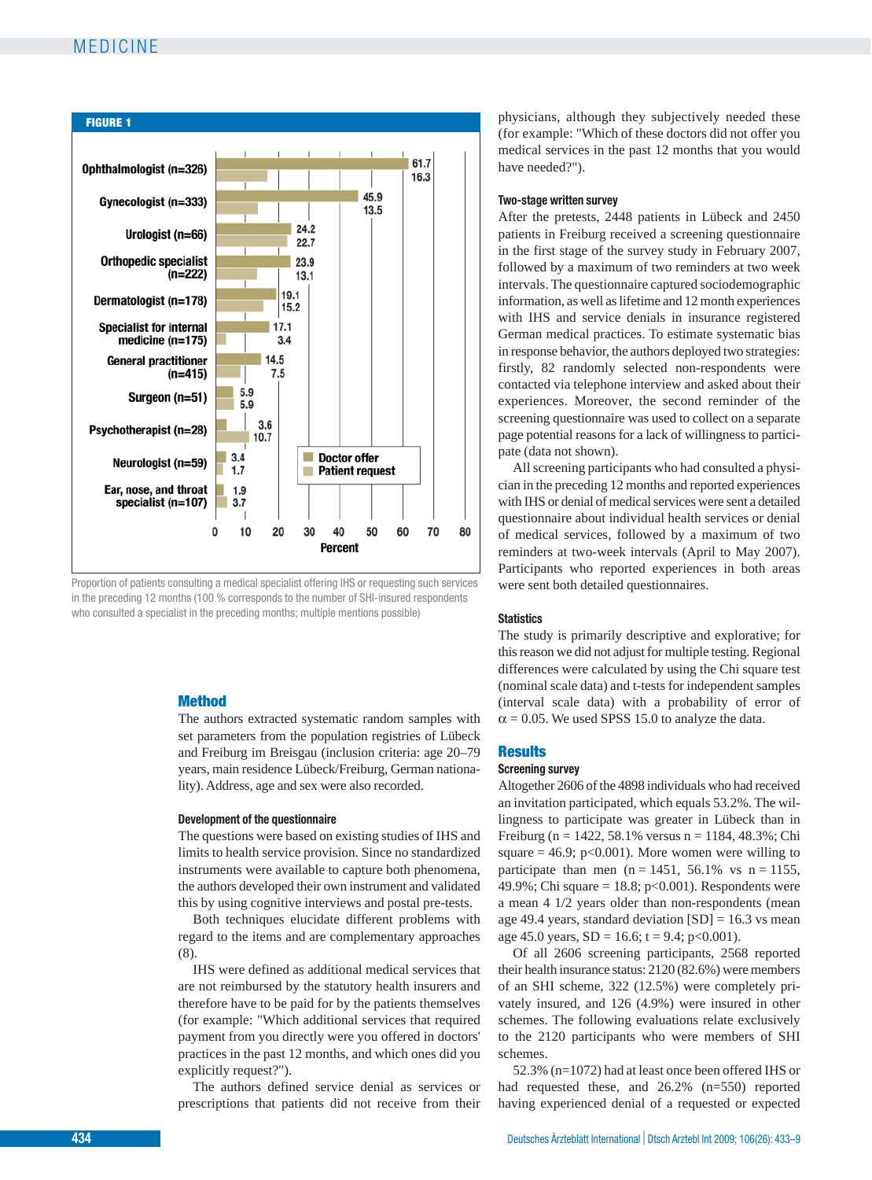**FIGURE 1**

| Specialist | Doctor offer (%) | Patient request (%) |
|---|---|---|
| Ophthalmologist (n=326) | 61.7 | 16.3 |
| Gynecologist (n=333) | 45.9 | 13.5 |
| Urologist (n=66) | 24.2 | 22.7 |
| Orthopedic specialist (n=222) | 23.9 | 13.1 |
| Dermatologist (n=178) | 19.1 | 15.2 |
| Specialist for internal medicine (n=175) | 17.1 | 3.4 |
| General practitioner (n=415) | 14.5 | 7.5 |
| Surgeon (n=51) | 5.9 | 5.9 |
| Psychotherapist (n=28) | 3.6 | 10.7 |
| Neurologist (n=59) | 3.4 | 1.7 |
| Ear, nose, and throat specialist (n=107) | 1.9 | 3.7 |

Proportion of patients consulting a medical specialist offering IHS or requesting such services in the preceding 12 months (100 % corresponds to the number of SHI-insured respondents who consulted a specialist in the preceding months; multiple mentions possible)

## Method

The authors extracted systematic random samples with set parameters from the population registries of Lübeck and Freiburg im Breisgau (inclusion criteria: age 20–79 years, main residence Lübeck/Freiburg, German nationality). Address, age and sex were also recorded.

### Development of the questionnaire

The questions were based on existing studies of IHS and limits to health service provision. Since no standardized instruments were available to capture both phenomena, the authors developed their own instrument and validated this by using cognitive interviews and postal pre-tests.

Both techniques elucidate different problems with regard to the items and are complementary approaches (8).

IHS were defined as additional medical services that are not reimbursed by the statutory health insurers and therefore have to be paid for by the patients themselves (for example: "Which additional services that required payment from you directly were you offered in doctors' practices in the past 12 months, and which ones did you explicitly request?").

The authors defined service denial as services or prescriptions that patients did not receive from their physicians, although they subjectively needed these (for example: "Which of these doctors did not offer you medical services in the past 12 months that you would have needed?").

### Two-stage written survey

After the pretests, 2448 patients in Lübeck and 2450 patients in Freiburg received a screening questionnaire in the first stage of the survey study in February 2007, followed by a maximum of two reminders at two week intervals. The questionnaire captured sociodemographic information, as well as lifetime and 12 month experiences with IHS and service denials in insurance registered German medical practices. To estimate systematic bias in response behavior, the authors deployed two strategies: firstly, 82 randomly selected non-respondents were contacted via telephone interview and asked about their experiences. Moreover, the second reminder of the screening questionnaire was used to collect on a separate page potential reasons for a lack of willingness to participate (data not shown).

All screening participants who had consulted a physician in the preceding 12 months and reported experiences with IHS or denial of medical services were sent a detailed questionnaire about individual health services or denial of medical services, followed by a maximum of two reminders at two-week intervals (April to May 2007). Participants who reported experiences in both areas were sent both detailed questionnaires.

### Statistics

The study is primarily descriptive and explorative; for this reason we did not adjust for multiple testing. Regional differences were calculated by using the Chi square test (nominal scale data) and t-tests for independent samples (interval scale data) with a probability of error of $\alpha = 0.05$. We used SPSS 15.0 to analyze the data.

## Results

### Screening survey

Altogether 2606 of the 4898 individuals who had received an invitation participated, which equals 53.2%. The willingness to participate was greater in Lübeck than in Freiburg (n = 1422, 58.1% versus n = 1184, 48.3%; Chi square = 46.9; $p<0.001$). More women were willing to participate than men (n = 1451, 56.1% vs n = 1155, 49.9%; Chi square = 18.8; $p<0.001$). Respondents were a mean 4 1/2 years older than non-respondents (mean age 49.4 years, standard deviation [SD] = 16.3 vs mean age 45.0 years, SD = 16.6; t = 9.4; $p<0.001$).

Of all 2606 screening participants, 2568 reported their health insurance status: 2120 (82.6%) were members of an SHI scheme, 322 (12.5%) were completely privately insured, and 126 (4.9%) were insured in other schemes. The following evaluations relate exclusively to the 2120 participants who were members of SHI schemes.

52.3% (n=1072) had at least once been offered IHS or had requested these, and 26.2% (n=550) reported having experienced denial of a requested or expected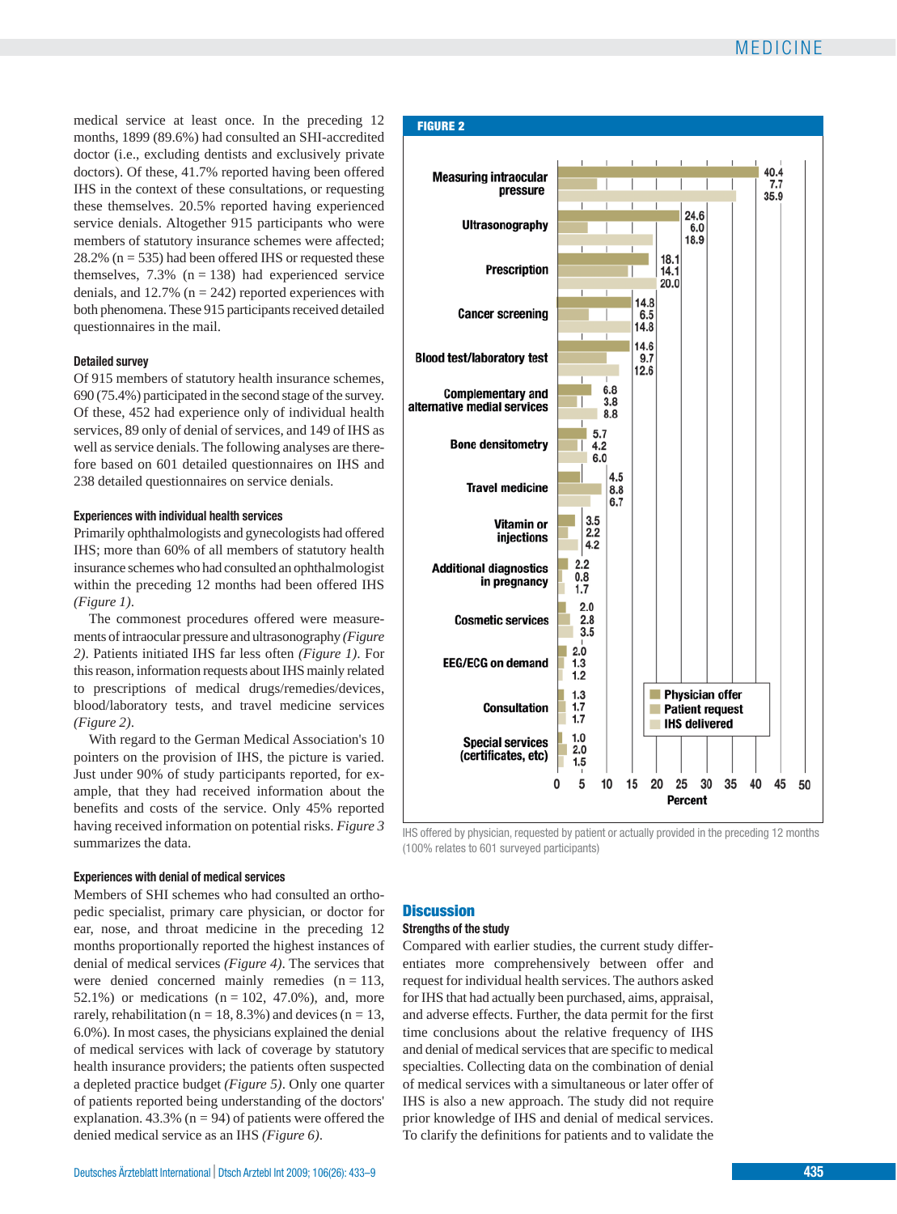medical service at least once. In the preceding 12 months, 1899 (89.6%) had consulted an SHI-accredited doctor (i.e., excluding dentists and exclusively private doctors). Of these, 41.7% reported having been offered IHS in the context of these consultations, or requesting these themselves. 20.5% reported having experienced service denials. Altogether 915 participants who were members of statutory insurance schemes were affected; 28.2% (n = 535) had been offered IHS or requested these themselves, 7.3% (n = 138) had experienced service denials, and 12.7% (n = 242) reported experiences with both phenomena. These 915 participants received detailed questionnaires in the mail.

### Detailed survey

Of 915 members of statutory health insurance schemes, 690 (75.4%) participated in the second stage of the survey. Of these, 452 had experience only of individual health services, 89 only of denial of services, and 149 of IHS as well as service denials. The following analyses are therefore based on 601 detailed questionnaires on IHS and 238 detailed questionnaires on service denials.

### Experiences with individual health services

Primarily ophthalmologists and gynecologists had offered IHS; more than 60% of all members of statutory health insurance schemes who had consulted an ophthalmologist within the preceding 12 months had been offered IHS *(Figure 1)*.

The commonest procedures offered were measurements of intraocular pressure and ultrasonography *(Figure 2)*. Patients initiated IHS far less often *(Figure 1)*. For this reason, information requests about IHS mainly related to prescriptions of medical drugs/remedies/devices, blood/laboratory tests, and travel medicine services *(Figure 2)*.

With regard to the German Medical Association's 10 pointers on the provision of IHS, the picture is varied. Just under 90% of study participants reported, for example, that they had received information about the benefits and costs of the service. Only 45% reported having received information on potential risks. *Figure 3* summarizes the data.

### Experiences with denial of medical services

Members of SHI schemes who had consulted an orthopedic specialist, primary care physician, or doctor for ear, nose, and throat medicine in the preceding 12 months proportionally reported the highest instances of denial of medical services *(Figure 4)*. The services that were denied concerned mainly remedies (n = 113, 52.1%) or medications (n = 102, 47.0%), and, more rarely, rehabilitation (n = 18, 8.3%) and devices (n = 13, 6.0%). In most cases, the physicians explained the denial of medical services with lack of coverage by statutory health insurance providers; the patients often suspected a depleted practice budget *(Figure 5)*. Only one quarter of patients reported being understanding of the doctors' explanation. 43.3% (n = 94) of patients were offered the denied medical service as an IHS *(Figure 6)*.

**FIGURE 2**

| Service | Physician offer (%) | Patient request (%) | IHS delivered (%) |
|---|---|---|---|
| Measuring intraocular pressure | 40.4 | 7.7 | 35.9 |
| Ultrasonography | 24.6 | 6.0 | 18.9 |
| Prescription | 18.1 | 14.1 | 20.0 |
| Cancer screening | 14.8 | 6.5 | 14.8 |
| Blood test/laboratory test | 14.6 | 9.7 | 12.6 |
| Complementary and alternative medial services | 6.8 | 3.8 | 8.8 |
| Bone densitometry | 5.7 | 4.2 | 6.0 |
| Travel medicine | 4.5 | 8.8 | 6.7 |
| Vitamin or injections | 3.5 | 2.2 | 4.2 |
| Additional diagnostics in pregnancy | 2.2 | 0.8 | 1.7 |
| Cosmetic services | 2.0 | 2.8 | 3.5 |
| EEG/ECG on demand | 2.0 | 1.3 | 1.2 |
| Consultation | 1.3 | 1.7 | 1.7 |
| Special services (certificates, etc) | 1.0 | 2.0 | 1.5 |

IHS offered by physician, requested by patient or actually provided in the preceding 12 months (100% relates to 601 surveyed participants)

## Discussion

### Strengths of the study

Compared with earlier studies, the current study differentiates more comprehensively between offer and request for individual health services. The authors asked for IHS that had actually been purchased, aims, appraisal, and adverse effects. Further, the data permit for the first time conclusions about the relative frequency of IHS and denial of medical services that are specific to medical specialties. Collecting data on the combination of denial of medical services with a simultaneous or later offer of IHS is also a new approach. The study did not require prior knowledge of IHS and denial of medical services. To clarify the definitions for patients and to validate the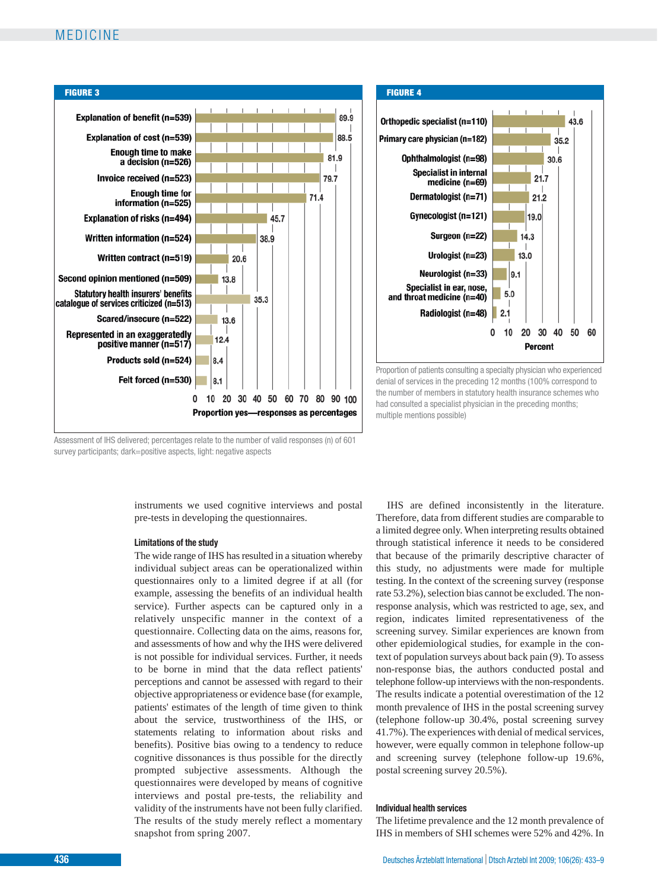**FIGURE 3**

| Item | Proportion yes—responses as percentages |
|---|---|
| Explanation of benefit (n=539) | 89.9 |
| Explanation of cost (n=539) | 88.5 |
| Enough time to make a decision (n=526) | 81.9 |
| Invoice received (n=523) | 79.7 |
| Enough time for information (n=525) | 71.4 |
| Explanation of risks (n=494) | 45.7 |
| Written information (n=524) | 38.9 |
| Written contract (n=519) | 20.6 |
| Second opinion mentioned (n=509) | 13.8 |
| Statutory health insurers' benefits catalogue of services criticized (n=513) | 35.3 |
| Scared/insecure (n=522) | 13.6 |
| Represented in an exaggeratedly positive manner (n=517) | 12.4 |
| Products sold (n=524) | 8.4 |
| Felt forced (n=530) | 8.1 |

Assessment of IHS delivered; percentages relate to the number of valid responses (n) of 601 survey participants; dark=positive aspects, light: negative aspects

**FIGURE 4**

| Specialty | Percent |
|---|---|
| Orthopedic specialist (n=110) | 43.6 |
| Primary care physician (n=182) | 35.2 |
| Ophthalmologist (n=98) | 30.6 |
| Specialist in internal medicine (n=69) | 21.7 |
| Dermatologist (n=71) | 21.2 |
| Gynecologist (n=121) | 19.0 |
| Surgeon (n=22) | 14.3 |
| Urologist (n=23) | 13.0 |
| Neurologist (n=33) | 9.1 |
| Specialist in ear, nose, and throat medicine (n=40) | 5.0 |
| Radiologist (n=48) | 2.1 |

Proportion of patients consulting a specialty physician who experienced denial of services in the preceding 12 months (100% correspond to the number of members in statutory health insurance schemes who had consulted a specialist physician in the preceding months; multiple mentions possible)

instruments we used cognitive interviews and postal pre-tests in developing the questionnaires.

### Limitations of the study

The wide range of IHS has resulted in a situation whereby individual subject areas can be operationalized within questionnaires only to a limited degree if at all (for example, assessing the benefits of an individual health service). Further aspects can be captured only in a relatively unspecific manner in the context of a questionnaire. Collecting data on the aims, reasons for, and assessments of how and why the IHS were delivered is not possible for individual services. Further, it needs to be borne in mind that the data reflect patients' perceptions and cannot be assessed with regard to their objective appropriateness or evidence base (for example, patients' estimates of the length of time given to think about the service, trustworthiness of the IHS, or statements relating to information about risks and benefits). Positive bias owing to a tendency to reduce cognitive dissonances is thus possible for the directly prompted subjective assessments. Although the questionnaires were developed by means of cognitive interviews and postal pre-tests, the reliability and validity of the instruments have not been fully clarified. The results of the study merely reflect a momentary snapshot from spring 2007.

IHS are defined inconsistently in the literature. Therefore, data from different studies are comparable to a limited degree only. When interpreting results obtained through statistical inference it needs to be considered that because of the primarily descriptive character of this study, no adjustments were made for multiple testing. In the context of the screening survey (response rate 53.2%), selection bias cannot be excluded. The non-response analysis, which was restricted to age, sex, and region, indicates limited representativeness of the screening survey. Similar experiences are known from other epidemiological studies, for example in the context of population surveys about back pain (9). To assess non-response bias, the authors conducted postal and telephone follow-up interviews with the non-respondents. The results indicate a potential overestimation of the 12 month prevalence of IHS in the postal screening survey (telephone follow-up 30.4%, postal screening survey 41.7%). The experiences with denial of medical services, however, were equally common in telephone follow-up and screening survey (telephone follow-up 19.6%, postal screening survey 20.5%).

### Individual health services

The lifetime prevalence and the 12 month prevalence of IHS in members of SHI schemes were 52% and 42%. In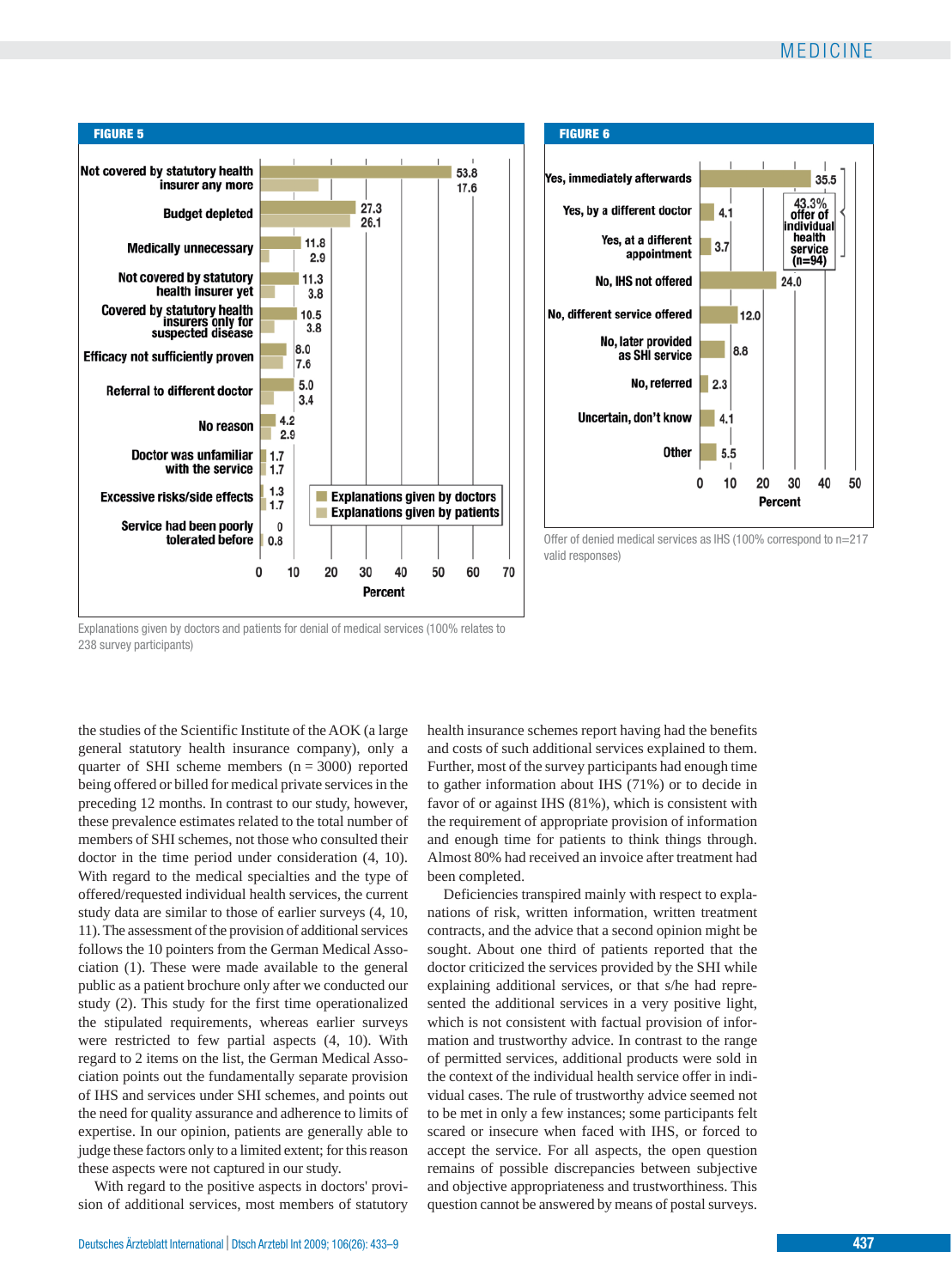**FIGURE 5**

| | Explanations given by doctors | Explanations given by patients |
|---|---|---|
| Not covered by statutory health insurer any more | 53.8 | 17.6 |
| Budget depleted | 27.3 | 26.1 |
| Medically unnecessary | 11.8 | 2.9 |
| Not covered by statutory health insurer yet | 11.3 | 3.8 |
| Covered by statutory health insurers only for suspected disease | 10.5 | 3.8 |
| Efficacy not sufficiently proven | 8.0 | 7.6 |
| Referral to different doctor | 5.0 | 3.4 |
| No reason | 4.2 | 2.9 |
| Doctor was unfamiliar with the service | 1.7 | 1.7 |
| Excessive risks/side effects | 1.3 | 1.7 |
| Service had been poorly tolerated before | 0 | 0.8 |

Explanations given by doctors and patients for denial of medical services (100% relates to 238 survey participants)

**FIGURE 6**

| | Percent |
|---|---|
| Yes, immediately afterwards | 35.5 |
| Yes, by a different doctor | 4.1 |
| Yes, at a different appointment | 3.7 |
| No, IHS not offered | 24.0 |
| No, different service offered | 12.0 |
| No, later provided as SHI service | 8.8 |
| No, referred | 2.3 |
| Uncertain, don't know | 4.1 |
| Other | 5.5 |

43.3% offer of individual health service (n=94)

Offer of denied medical services as IHS (100% correspond to n=217 valid responses)

the studies of the Scientific Institute of the AOK (a large general statutory health insurance company), only a quarter of SHI scheme members (n = 3000) reported being offered or billed for medical private services in the preceding 12 months. In contrast to our study, however, these prevalence estimates related to the total number of members of SHI schemes, not those who consulted their doctor in the time period under consideration (4, 10). With regard to the medical specialties and the type of offered/requested individual health services, the current study data are similar to those of earlier surveys (4, 10, 11). The assessment of the provision of additional services follows the 10 pointers from the German Medical Association (1). These were made available to the general public as a patient brochure only after we conducted our study (2). This study for the first time operationalized the stipulated requirements, whereas earlier surveys were restricted to few partial aspects (4, 10). With regard to 2 items on the list, the German Medical Association points out the fundamentally separate provision of IHS and services under SHI schemes, and points out the need for quality assurance and adherence to limits of expertise. In our opinion, patients are generally able to judge these factors only to a limited extent; for this reason these aspects were not captured in our study.

With regard to the positive aspects in doctors' provision of additional services, most members of statutory health insurance schemes report having had the benefits and costs of such additional services explained to them. Further, most of the survey participants had enough time to gather information about IHS (71%) or to decide in favor of or against IHS (81%), which is consistent with the requirement of appropriate provision of information and enough time for patients to think things through. Almost 80% had received an invoice after treatment had been completed.

Deficiencies transpired mainly with respect to explanations of risk, written information, written treatment contracts, and the advice that a second opinion might be sought. About one third of patients reported that the doctor criticized the services provided by the SHI while explaining additional services, or that s/he had represented the additional services in a very positive light, which is not consistent with factual provision of information and trustworthy advice. In contrast to the range of permitted services, additional products were sold in the context of the individual health service offer in individual cases. The rule of trustworthy advice seemed not to be met in only a few instances; some participants felt scared or insecure when faced with IHS, or forced to accept the service. For all aspects, the open question remains of possible discrepancies between subjective and objective appropriateness and trustworthiness. This question cannot be answered by means of postal surveys.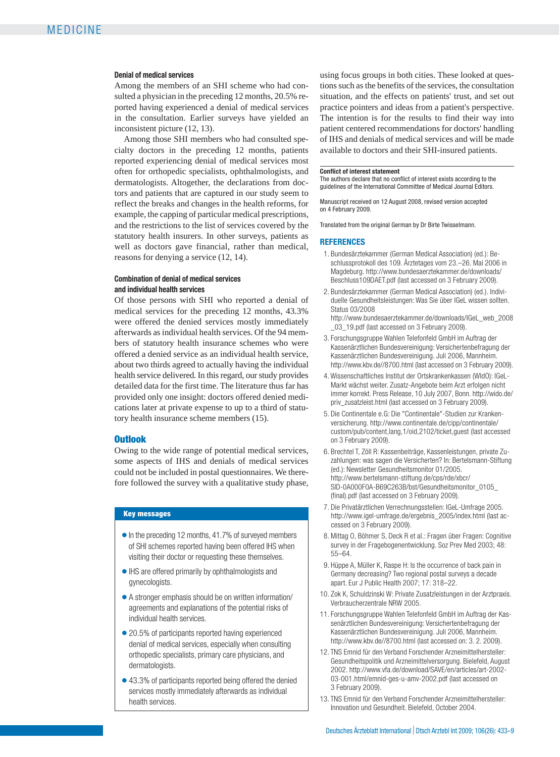#### Denial of medical services

Among the members of an SHI scheme who had consulted a physician in the preceding 12 months, 20.5% reported having experienced a denial of medical services in the consultation. Earlier surveys have yielded an inconsistent picture (12, 13).

Among those SHI members who had consulted specialty doctors in the preceding 12 months, patients reported experiencing denial of medical services most often for orthopedic specialists, ophthalmologists, and dermatologists. Altogether, the declarations from doctors and patients that are captured in our study seem to reflect the breaks and changes in the health reforms, for example, the capping of particular medical prescriptions, and the restrictions to the list of services covered by the statutory health insurers. In other surveys, patients as well as doctors gave financial, rather than medical, reasons for denying a service (12, 14).

#### Combination of denial of medical services and individual health services

Of those persons with SHI who reported a denial of medical services for the preceding 12 months, 43.3% were offered the denied services mostly immediately afterwards as individual health services. Of the 94 members of statutory health insurance schemes who were offered a denied service as an individual health service, about two thirds agreed to actually having the individual health service delivered. In this regard, our study provides detailed data for the first time. The literature thus far has provided only one insight: doctors offered denied medications later at private expense to up to a third of statutory health insurance scheme members (15).

## Outlook

Owing to the wide range of potential medical services, some aspects of IHS and denials of medical services could not be included in postal questionnaires. We therefore followed the survey with a qualitative study phase, using focus groups in both cities. These looked at questions such as the benefits of the services, the consultation situation, and the effects on patients' trust, and set out practice pointers and ideas from a patient's perspective. The intention is for the results to find their way into patient centered recommendations for doctors' handling of IHS and denials of medical services and will be made available to doctors and their SHI-insured patients.

**Key messages**

- In the preceding 12 months, 41.7% of surveyed members of SHI schemes reported having been offered IHS when visiting their doctor or requesting these themselves.
- IHS are offered primarily by ophthalmologists and gynecologists.
- A stronger emphasis should be on written information/agreements and explanations of the potential risks of individual health services.
- 20.5% of participants reported having experienced denial of medical services, especially when consulting orthopedic specialists, primary care physicians, and dermatologists.
- 43.3% of participants reported being offered the denied services mostly immediately afterwards as individual health services.

**Conflict of interest statement**
The authors declare that no conflict of interest exists according to the guidelines of the International Committee of Medical Journal Editors.

Manuscript received on 12 August 2008, revised version accepted on 4 February 2009.

Translated from the original German by Dr Birte Twisselmann.

## REFERENCES

1. Bundesärztekammer (German Medical Association) (ed.): Beschlussprotokoll des 109. Ärztetages vom 23.–26. Mai 2006 in Magdeburg. http://www.bundesaerztekammer.de/downloads/Beschluss109DAET.pdf (last accessed on 3 February 2009).
2. Bundesärztekammer (German Medical Association) (ed.). Individuelle Gesundheitsleistungen: Was Sie über IGeL wissen sollten. Status 03/2008 http://www.bundesaerztekammer.de/downloads/IGeL_web_2008_03_19.pdf (last accessed on 3 February 2009).
3. Forschungsgruppe Wahlen Telefonfeld GmbH im Auftrag der Kassenärztlichen Bundesvereinigung: Versichertenbefragung der Kassenärztlichen Bundesvereinigung. Juli 2006, Mannheim. http://www.kbv.de//8700.html (last accessed on 3 February 2009).
4. Wissenschaftliches Institut der Ortskrankenkassen (WIdO): IGeL-Markt wächst weiter. Zusatz-Angebote beim Arzt erfolgen nicht immer korrekt. Press Release, 10 July 2007, Bonn. http://wido.de/priv_zusatzleist.html (last accessed on 3 February 2009).
5. Die Continentale e.G: Die "Continentale"-Studien zur Krankenversicherung. http://www.continentale.de/cipp/continentale/custom/pub/content,lang,1/oid,2102/ticket,guest (last accessed on 3 February 2009).
6. Brechtel T, Zöll R: Kassenbeiträge, Kassenleistungen, private Zuzahlungen: was sagen die Versicherten? In: Bertelsmann-Stiftung (ed.): Newsletter Gesundheitsmonitor 01/2005. http://www.bertelsmann-stiftung.de/cps/rde/xbcr/SID-0A000F0A-B69C263B/bst/Gesundheitsmonitor_0105_(final).pdf (last accessed on 3 February 2009).
7. Die Privatärztlichen Verrechnungsstellen: IGeL-Umfrage 2005. http://www.igel-umfrage.de/ergebnis_2005/index.html (last accessed on 3 February 2009).
8. Mittag O, Böhmer S, Deck R et al.: Fragen über Fragen: Cognitive survey in der Fragebogenentwicklung. Soz Prev Med 2003; 48: 55–64.
9. Hüppe A, Müller K, Raspe H: Is the occurrence of back pain in Germany decreasing? Two regional postal surveys a decade apart. Eur J Public Health 2007; 17: 318–22.
10. Zok K, Schuldzinski W: Private Zusatzleistungen in der Arztpraxis. Verbraucherzentrale NRW 2005.
11. Forschungsgruppe Wahlen Telefonfeld GmbH im Auftrag der Kassenärztlichen Bundesvereinigung: Versichertenbefragung der Kassenärztlichen Bundesvereinigung. Juli 2006, Mannheim. http://www.kbv.de//8700.html (last accessed on: 3. 2. 2009).
12. TNS Emnid für den Verband Forschender Arzneimittelhersteller: Gesundheitspolitik und Arzneimittelversorgung. Bielefeld, August 2002. http://www.vfa.de/download/SAVE/en/articles/art-2002-03-001.html/emnid-ges-u-amv-2002.pdf (last accessed on 3 February 2009).
13. TNS Emnid für den Verband Forschender Arzneimittelhersteller: Innovation und Gesundheit. Bielefeld, October 2004.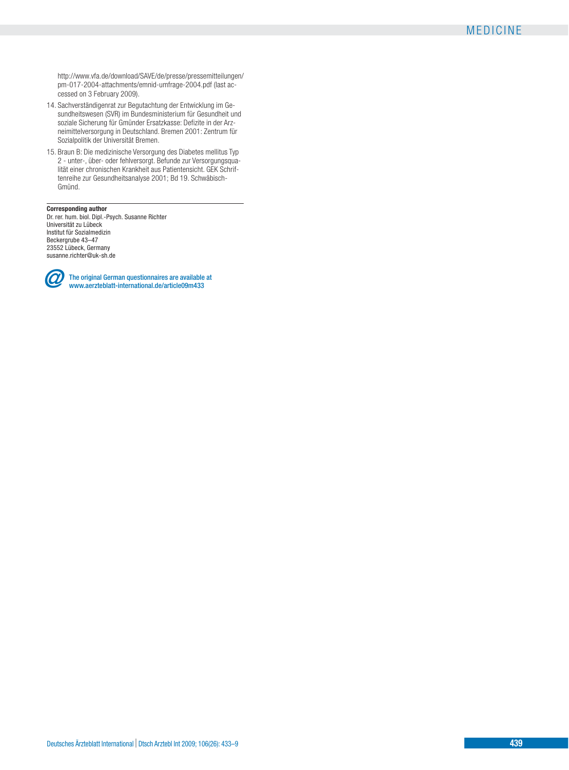http://www.vfa.de/download/SAVE/de/presse/pressemitteilungen/pm-017-2004-attachments/emnid-umfrage-2004.pdf (last accessed on 3 February 2009).

14. Sachverständigenrat zur Begutachtung der Entwicklung im Gesundheitswesen (SVR) im Bundesministerium für Gesundheit und soziale Sicherung für Gmünder Ersatzkasse: Defizite in der Arzneimittelversorgung in Deutschland. Bremen 2001: Zentrum für Sozialpolitik der Universität Bremen.
15. Braun B: Die medizinische Versorgung des Diabetes mellitus Typ 2 - unter-, über- oder fehlversorgt. Befunde zur Versorgungsqualität einer chronischen Krankheit aus Patientensicht. GEK Schriftenreihe zur Gesundheitsanalyse 2001; Bd 19. Schwäbisch-Gmünd.

**Corresponding author**
Dr. rer. hum. biol. Dipl.-Psych. Susanne Richter
Universität zu Lübeck
Institut für Sozialmedizin
Beckergrube 43–47
23552 Lübeck, Germany
susanne.richter@uk-sh.de

**The original German questionnaires are available at www.aerzteblatt-international.de/article09m433**